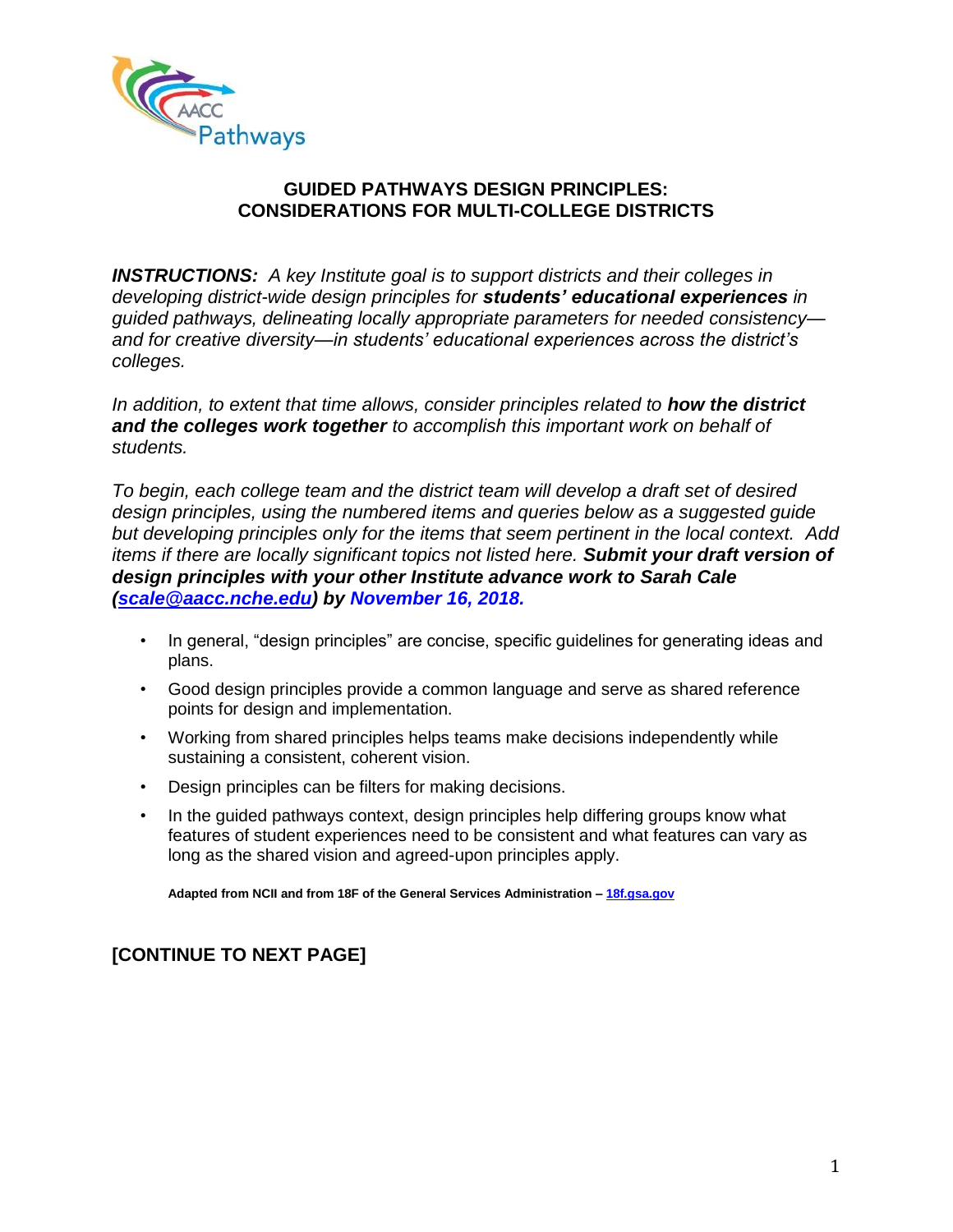# GUIDED PATHWAYS DESIGN PRINCIPLES: CONSIDERATIONS FOR MULTI-COLLEGE DISTRICTS

***INSTRUCTIONS:*** *A key Institute goal is to support districts and their colleges in developing district-wide design principles for **students' educational experiences** in guided pathways, delineating locally appropriate parameters for needed consistency—and for creative diversity—in students' educational experiences across the district's colleges.*

*In addition, to extent that time allows, consider principles related to **how the district and the colleges work together** to accomplish this important work on behalf of students.*

*To begin, each college team and the district team will develop a draft set of desired design principles, using the numbered items and queries below as a suggested guide but developing principles only for the items that seem pertinent in the local context. Add items if there are locally significant topics not listed here. **Submit your draft version of design principles with your other Institute advance work to Sarah Cale (scale@aacc.nche.edu) by November 16, 2018.***

- In general, "design principles" are concise, specific guidelines for generating ideas and plans.
- Good design principles provide a common language and serve as shared reference points for design and implementation.
- Working from shared principles helps teams make decisions independently while sustaining a consistent, coherent vision.
- Design principles can be filters for making decisions.
- In the guided pathways context, design principles help differing groups know what features of student experiences need to be consistent and what features can vary as long as the shared vision and agreed-upon principles apply.

**Adapted from NCII and from 18F of the General Services Administration – 18f.gsa.gov**

**[CONTINUE TO NEXT PAGE]**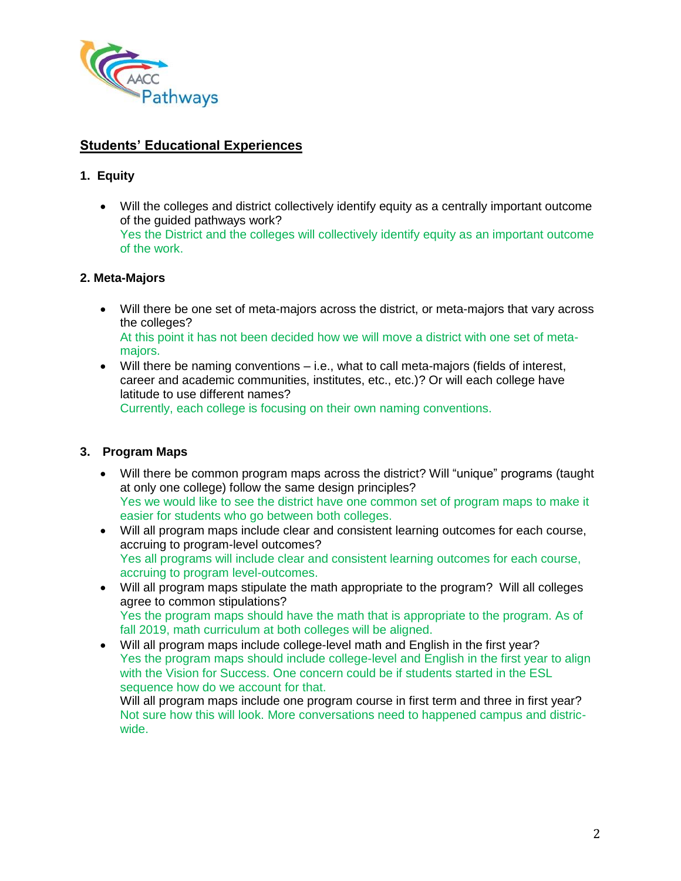## Students' Educational Experiences

### 1. Equity

- Will the colleges and district collectively identify equity as a centrally important outcome of the guided pathways work?
  Yes the District and the colleges will collectively identify equity as an important outcome of the work.

### 2. Meta-Majors

- Will there be one set of meta-majors across the district, or meta-majors that vary across the colleges?
  At this point it has not been decided how we will move a district with one set of meta-majors.
- Will there be naming conventions – i.e., what to call meta-majors (fields of interest, career and academic communities, institutes, etc., etc.)? Or will each college have latitude to use different names?
  Currently, each college is focusing on their own naming conventions.

### 3. Program Maps

- Will there be common program maps across the district? Will "unique" programs (taught at only one college) follow the same design principles?
  Yes we would like to see the district have one common set of program maps to make it easier for students who go between both colleges.
- Will all program maps include clear and consistent learning outcomes for each course, accruing to program-level outcomes?
  Yes all programs will include clear and consistent learning outcomes for each course, accruing to program level-outcomes.
- Will all program maps stipulate the math appropriate to the program? Will all colleges agree to common stipulations?
  Yes the program maps should have the math that is appropriate to the program. As of fall 2019, math curriculum at both colleges will be aligned.
- Will all program maps include college-level math and English in the first year?
  Yes the program maps should include college-level and English in the first year to align with the Vision for Success. One concern could be if students started in the ESL sequence how do we account for that.
  Will all program maps include one program course in first term and three in first year?
  Not sure how this will look. More conversations need to happened campus and distric-wide.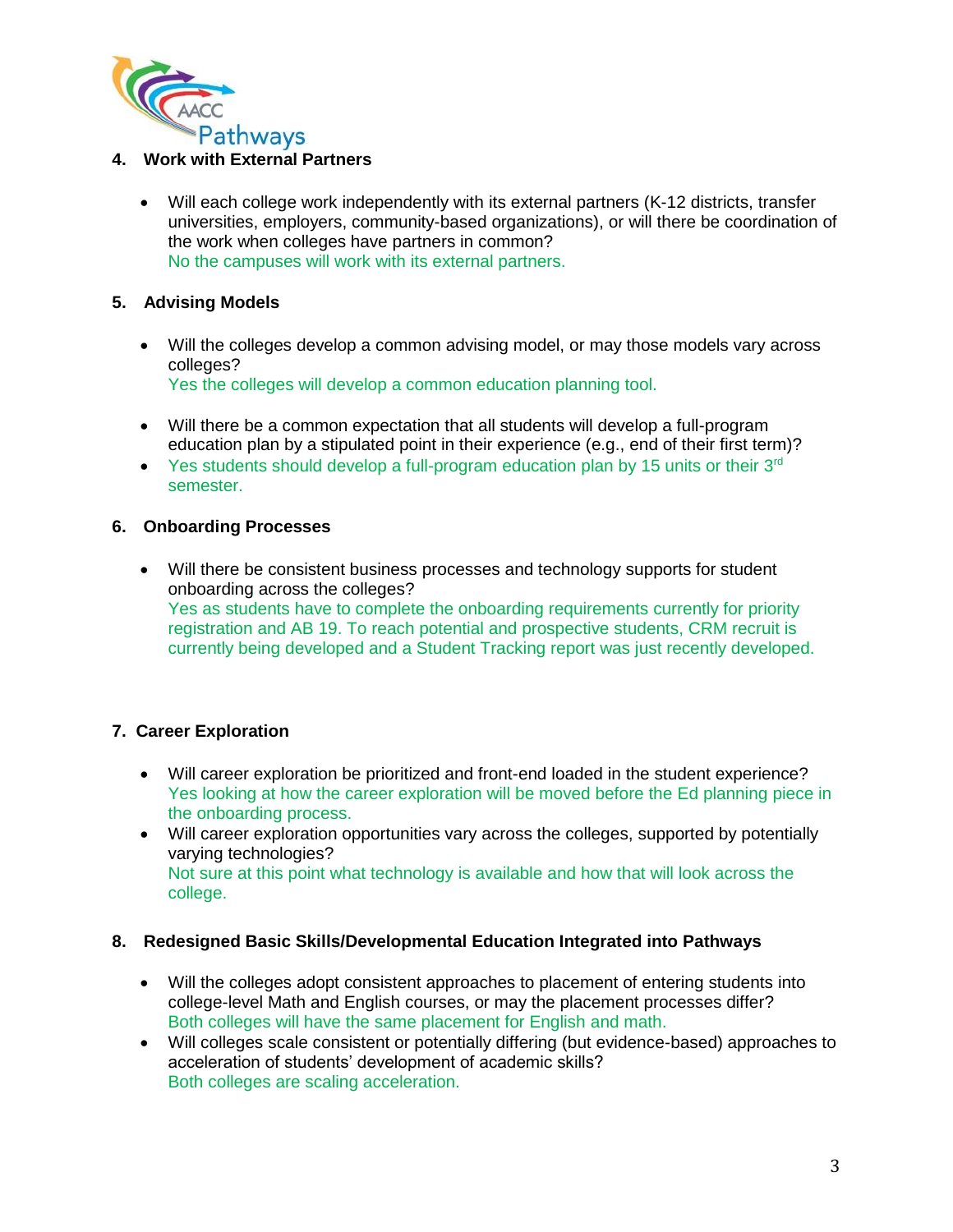## 4. Work with External Partners

- Will each college work independently with its external partners (K-12 districts, transfer universities, employers, community-based organizations), or will there be coordination of the work when colleges have partners in common?
  No the campuses will work with its external partners.

## 5. Advising Models

- Will the colleges develop a common advising model, or may those models vary across colleges?
  Yes the colleges will develop a common education planning tool.

- Will there be a common expectation that all students will develop a full-program education plan by a stipulated point in their experience (e.g., end of their first term)?
- Yes students should develop a full-program education plan by 15 units or their 3rd semester.

## 6. Onboarding Processes

- Will there be consistent business processes and technology supports for student onboarding across the colleges?
  Yes as students have to complete the onboarding requirements currently for priority registration and AB 19. To reach potential and prospective students, CRM recruit is currently being developed and a Student Tracking report was just recently developed.

## 7. Career Exploration

- Will career exploration be prioritized and front-end loaded in the student experience?
  Yes looking at how the career exploration will be moved before the Ed planning piece in the onboarding process.
- Will career exploration opportunities vary across the colleges, supported by potentially varying technologies?
  Not sure at this point what technology is available and how that will look across the college.

## 8. Redesigned Basic Skills/Developmental Education Integrated into Pathways

- Will the colleges adopt consistent approaches to placement of entering students into college-level Math and English courses, or may the placement processes differ?
  Both colleges will have the same placement for English and math.
- Will colleges scale consistent or potentially differing (but evidence-based) approaches to acceleration of students' development of academic skills?
  Both colleges are scaling acceleration.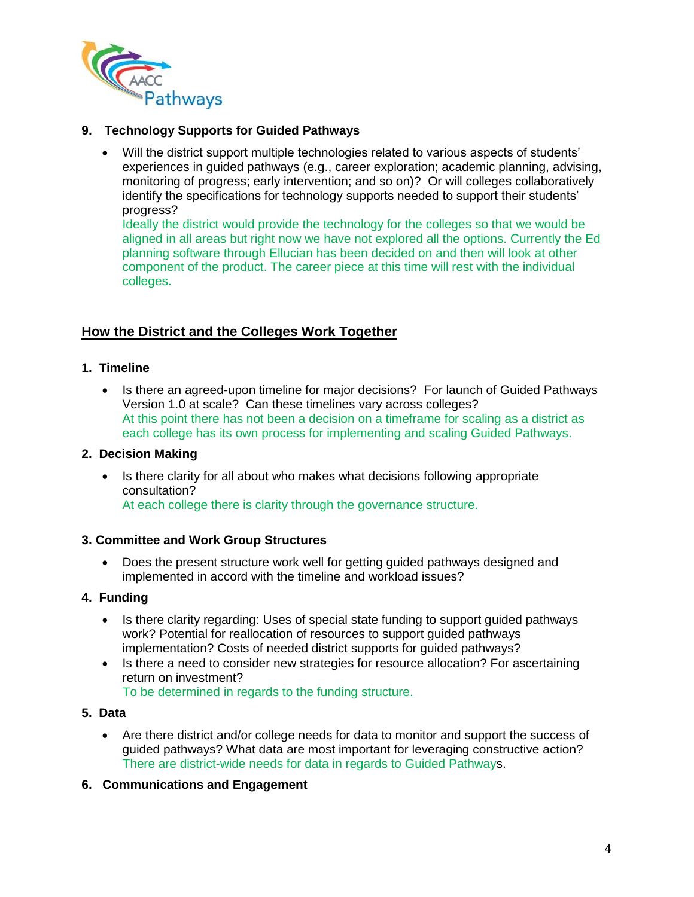**9. Technology Supports for Guided Pathways**

- Will the district support multiple technologies related to various aspects of students' experiences in guided pathways (e.g., career exploration; academic planning, advising, monitoring of progress; early intervention; and so on)? Or will colleges collaboratively identify the specifications for technology supports needed to support their students' progress?
  Ideally the district would provide the technology for the colleges so that we would be aligned in all areas but right now we have not explored all the options. Currently the Ed planning software through Ellucian has been decided on and then will look at other component of the product. The career piece at this time will rest with the individual colleges.

## How the District and the Colleges Work Together

**1. Timeline**

- Is there an agreed-upon timeline for major decisions? For launch of Guided Pathways Version 1.0 at scale? Can these timelines vary across colleges?
  At this point there has not been a decision on a timeframe for scaling as a district as each college has its own process for implementing and scaling Guided Pathways.

**2. Decision Making**

- Is there clarity for all about who makes what decisions following appropriate consultation?
  At each college there is clarity through the governance structure.

**3. Committee and Work Group Structures**

- Does the present structure work well for getting guided pathways designed and implemented in accord with the timeline and workload issues?

**4. Funding**

- Is there clarity regarding: Uses of special state funding to support guided pathways work? Potential for reallocation of resources to support guided pathways implementation? Costs of needed district supports for guided pathways?
- Is there a need to consider new strategies for resource allocation? For ascertaining return on investment?
  To be determined in regards to the funding structure.

**5. Data**

- Are there district and/or college needs for data to monitor and support the success of guided pathways? What data are most important for leveraging constructive action?
  There are district-wide needs for data in regards to Guided Pathways.

**6. Communications and Engagement**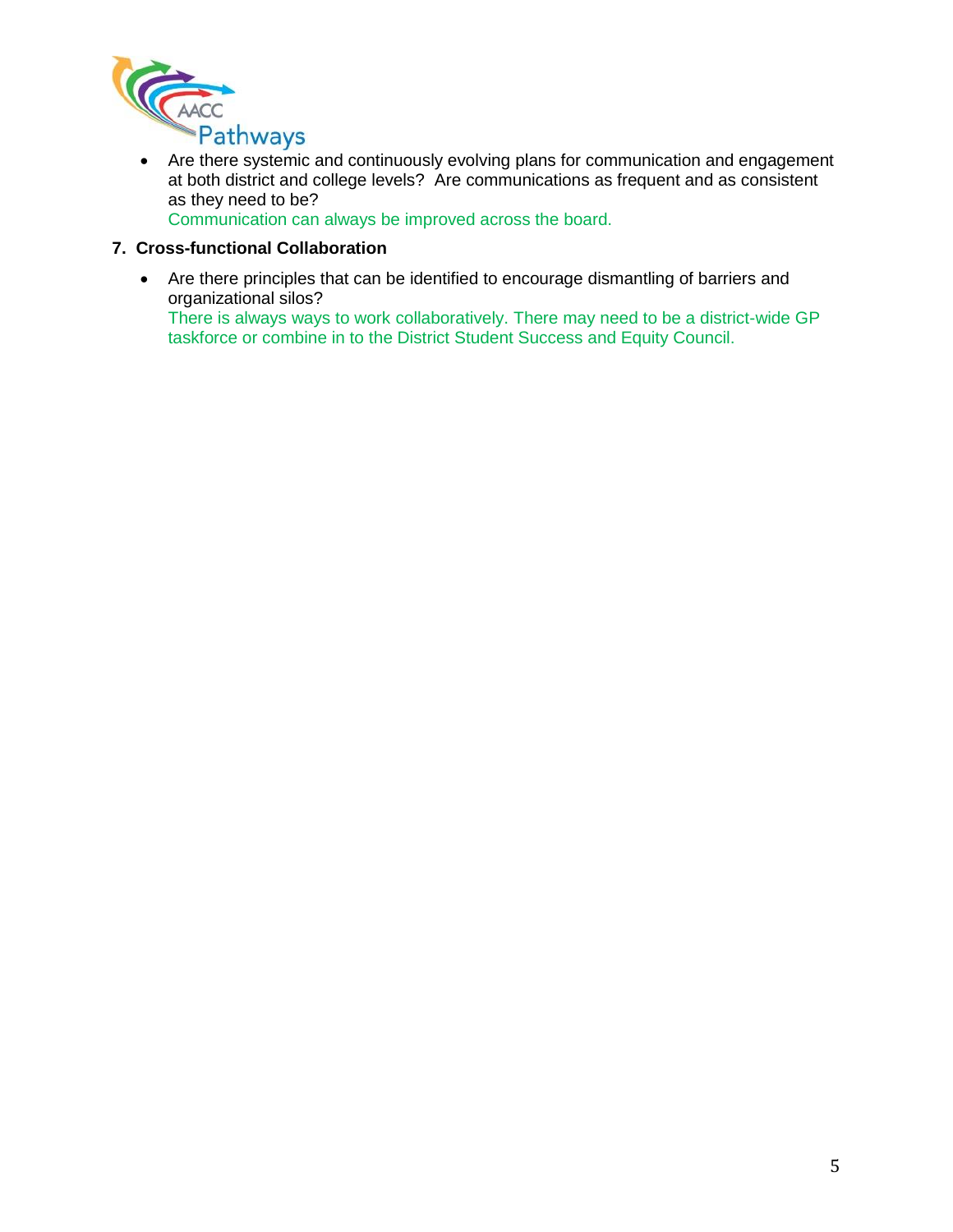- Are there systemic and continuously evolving plans for communication and engagement at both district and college levels? Are communications as frequent and as consistent as they need to be?
  Communication can always be improved across the board.

**7. Cross-functional Collaboration**

- Are there principles that can be identified to encourage dismantling of barriers and organizational silos?
  There is always ways to work collaboratively. There may need to be a district-wide GP taskforce or combine in to the District Student Success and Equity Council.